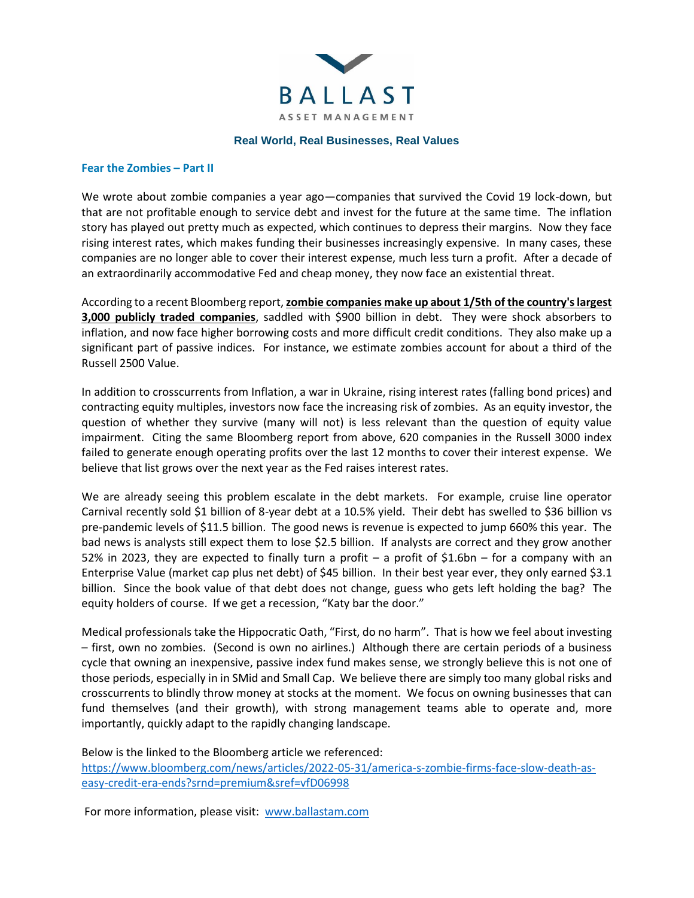# BALLAST

ASSET MANAGEMENT

**Real World, Real Businesses, Real Values**

## Fear the Zombies – Part II

We wrote about zombie companies a year ago—companies that survived the Covid 19 lock-down, but that are not profitable enough to service debt and invest for the future at the same time. The inflation story has played out pretty much as expected, which continues to depress their margins. Now they face rising interest rates, which makes funding their businesses increasingly expensive. In many cases, these companies are no longer able to cover their interest expense, much less turn a profit. After a decade of an extraordinarily accommodative Fed and cheap money, they now face an existential threat.

According to a recent Bloomberg report, **zombie companies make up about 1/5th of the country's largest 3,000 publicly traded companies**, saddled with $900 billion in debt. They were shock absorbers to inflation, and now face higher borrowing costs and more difficult credit conditions. They also make up a significant part of passive indices. For instance, we estimate zombies account for about a third of the Russell 2500 Value.

In addition to crosscurrents from Inflation, a war in Ukraine, rising interest rates (falling bond prices) and contracting equity multiples, investors now face the increasing risk of zombies. As an equity investor, the question of whether they survive (many will not) is less relevant than the question of equity value impairment. Citing the same Bloomberg report from above, 620 companies in the Russell 3000 index failed to generate enough operating profits over the last 12 months to cover their interest expense. We believe that list grows over the next year as the Fed raises interest rates.

We are already seeing this problem escalate in the debt markets. For example, cruise line operator Carnival recently sold $1 billion of 8-year debt at a 10.5% yield. Their debt has swelled to $36 billion vs pre-pandemic levels of $11.5 billion. The good news is revenue is expected to jump 660% this year. The bad news is analysts still expect them to lose $2.5 billion. If analysts are correct and they grow another 52% in 2023, they are expected to finally turn a profit – a profit of $1.6bn – for a company with an Enterprise Value (market cap plus net debt) of $45 billion. In their best year ever, they only earned $3.1 billion. Since the book value of that debt does not change, guess who gets left holding the bag? The equity holders of course. If we get a recession, "Katy bar the door."

Medical professionals take the Hippocratic Oath, "First, do no harm". That is how we feel about investing – first, own no zombies. (Second is own no airlines.) Although there are certain periods of a business cycle that owning an inexpensive, passive index fund makes sense, we strongly believe this is not one of those periods, especially in in SMid and Small Cap. We believe there are simply too many global risks and crosscurrents to blindly throw money at stocks at the moment. We focus on owning businesses that can fund themselves (and their growth), with strong management teams able to operate and, more importantly, quickly adapt to the rapidly changing landscape.

Below is the linked to the Bloomberg article we referenced:
https://www.bloomberg.com/news/articles/2022-05-31/america-s-zombie-firms-face-slow-death-as-easy-credit-era-ends?srnd=premium&sref=vfD06998

For more information, please visit: www.ballastam.com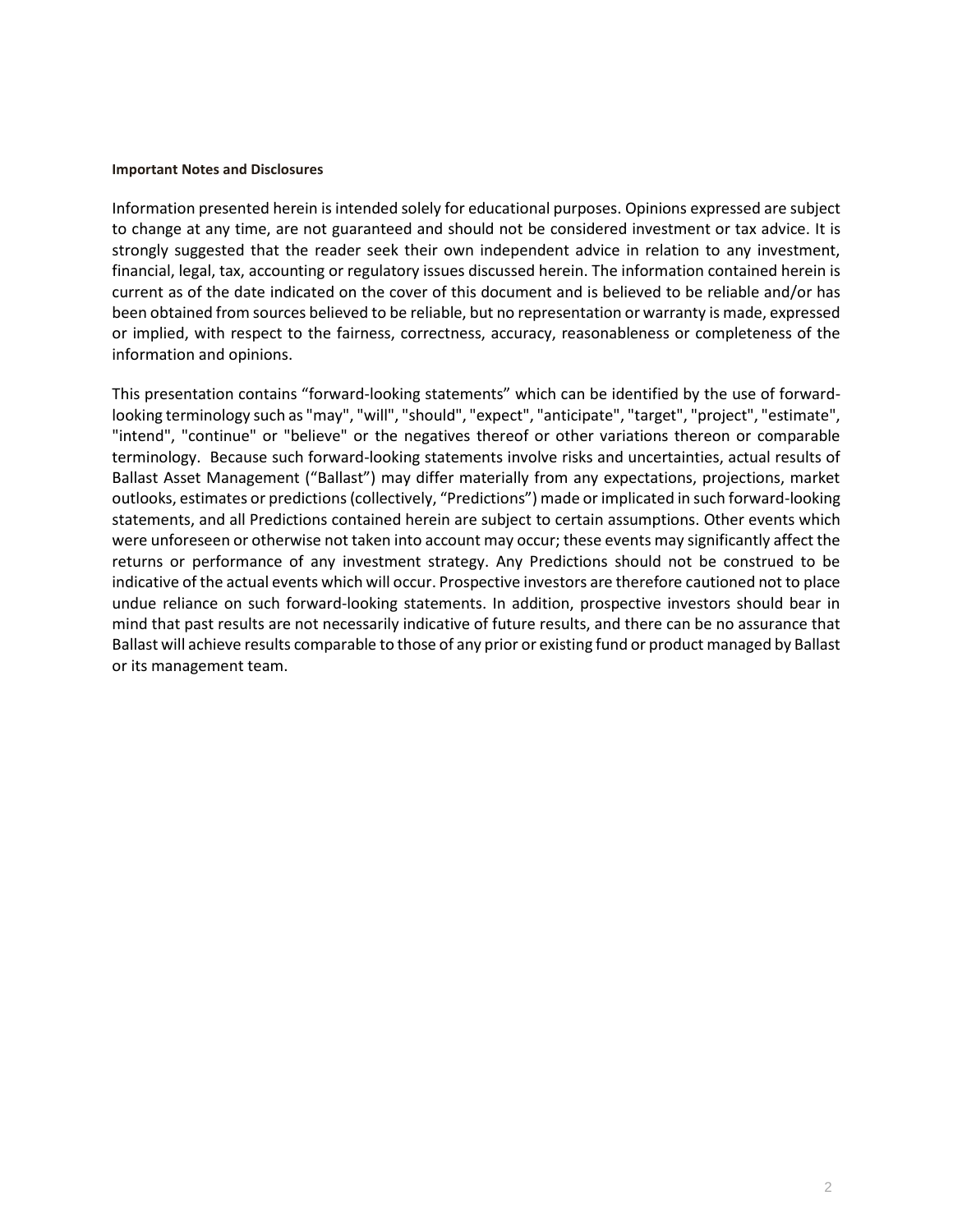**Important Notes and Disclosures**

Information presented herein is intended solely for educational purposes. Opinions expressed are subject to change at any time, are not guaranteed and should not be considered investment or tax advice. It is strongly suggested that the reader seek their own independent advice in relation to any investment, financial, legal, tax, accounting or regulatory issues discussed herein. The information contained herein is current as of the date indicated on the cover of this document and is believed to be reliable and/or has been obtained from sources believed to be reliable, but no representation or warranty is made, expressed or implied, with respect to the fairness, correctness, accuracy, reasonableness or completeness of the information and opinions.

This presentation contains "forward-looking statements" which can be identified by the use of forward-looking terminology such as "may", "will", "should", "expect", "anticipate", "target", "project", "estimate", "intend", "continue" or "believe" or the negatives thereof or other variations thereon or comparable terminology. Because such forward-looking statements involve risks and uncertainties, actual results of Ballast Asset Management ("Ballast") may differ materially from any expectations, projections, market outlooks, estimates or predictions (collectively, "Predictions") made or implicated in such forward-looking statements, and all Predictions contained herein are subject to certain assumptions. Other events which were unforeseen or otherwise not taken into account may occur; these events may significantly affect the returns or performance of any investment strategy. Any Predictions should not be construed to be indicative of the actual events which will occur. Prospective investors are therefore cautioned not to place undue reliance on such forward-looking statements. In addition, prospective investors should bear in mind that past results are not necessarily indicative of future results, and there can be no assurance that Ballast will achieve results comparable to those of any prior or existing fund or product managed by Ballast or its management team.